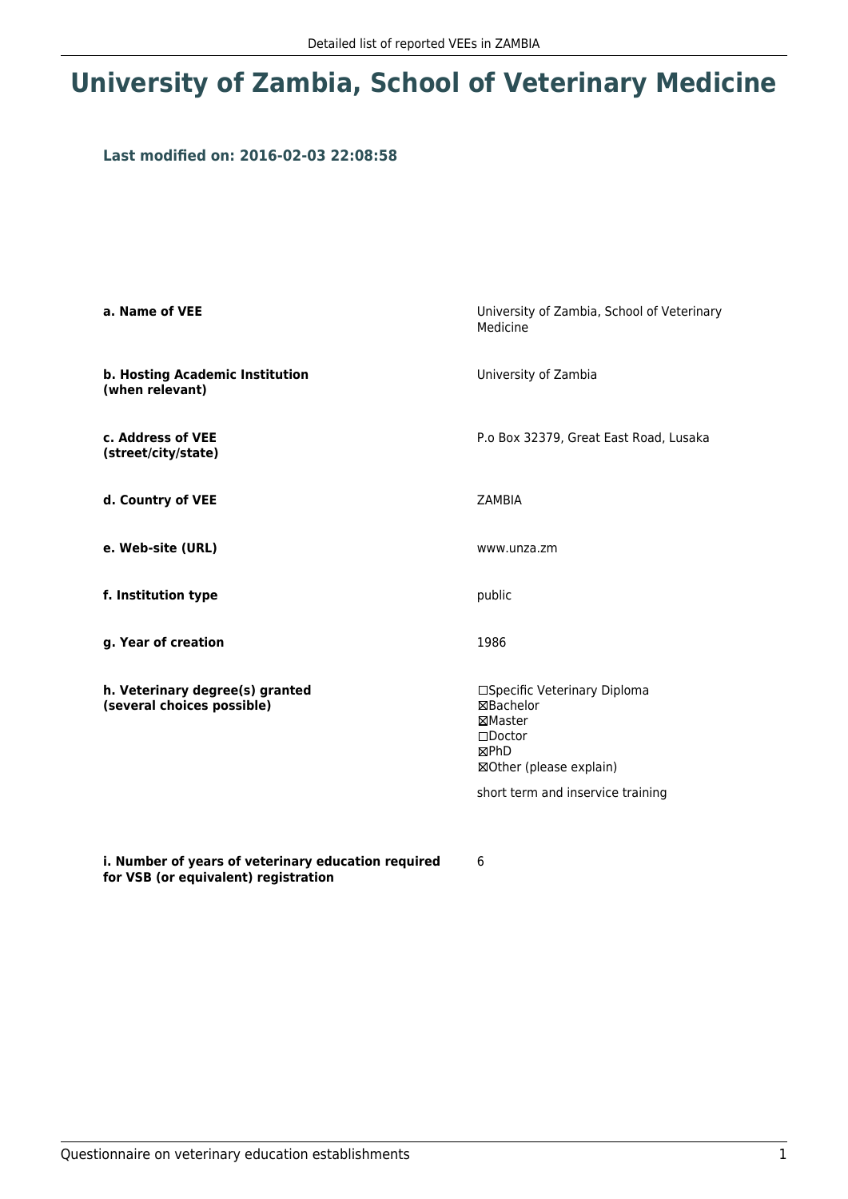# University of Zambia, School of Veterinary Medicine

### Last modified on: 2016-02-03 22:08:58

| | |
|---|---|
| **a. Name of VEE** | University of Zambia, School of Veterinary Medicine |
| **b. Hosting Academic Institution (when relevant)** | University of Zambia |
| **c. Address of VEE (street/city/state)** | P.o Box 32379, Great East Road, Lusaka |
| **d. Country of VEE** | ZAMBIA |
| **e. Web-site (URL)** | www.unza.zm |
| **f. Institution type** | public |
| **g. Year of creation** | 1986 |
| **h. Veterinary degree(s) granted (several choices possible)** | ☐Specific Veterinary Diploma<br>☒Bachelor<br>☒Master<br>☐Doctor<br>☒PhD<br>☒Other (please explain)<br><br>short term and inservice training |
| **i. Number of years of veterinary education required for VSB (or equivalent) registration** | 6 |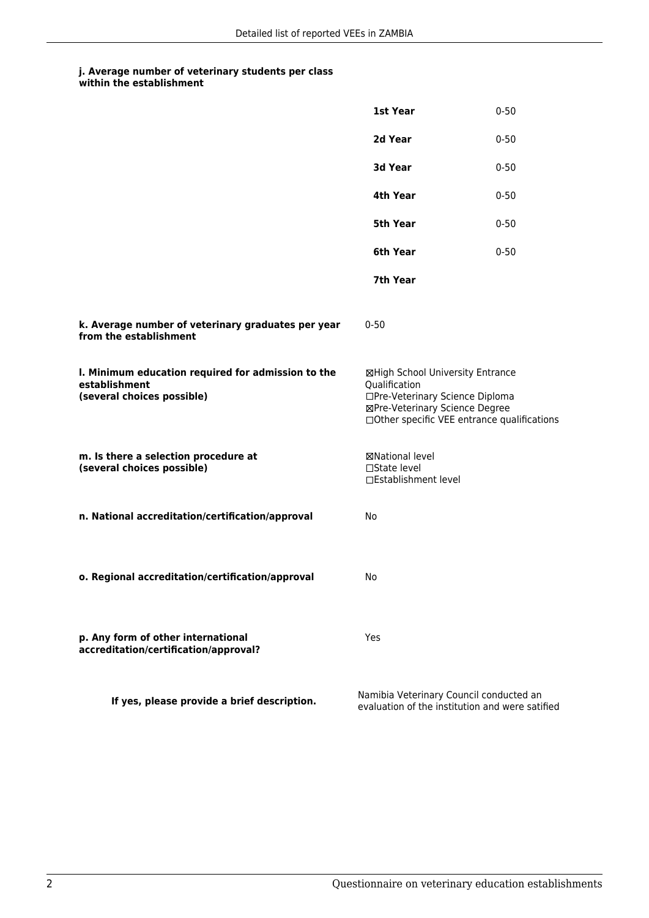**j. Average number of veterinary students per class within the establishment**

| | |
|---|---|
| **1st Year** | 0-50 |
| **2d Year** | 0-50 |
| **3d Year** | 0-50 |
| **4th Year** | 0-50 |
| **5th Year** | 0-50 |
| **6th Year** | 0-50 |
| **7th Year** | |

**k. Average number of veterinary graduates per year from the establishment**

0-50

**l. Minimum education required for admission to the establishment (several choices possible)**

☒High School University Entrance Qualification
☐Pre-Veterinary Science Diploma
☒Pre-Veterinary Science Degree
☐Other specific VEE entrance qualifications

**m. Is there a selection procedure at (several choices possible)**

☒National level
☐State level
☐Establishment level

**n. National accreditation/certification/approval**

No

**o. Regional accreditation/certification/approval**

No

**p. Any form of other international accreditation/certification/approval?**

Yes

**If yes, please provide a brief description.**

Namibia Veterinary Council conducted an evaluation of the institution and were satified